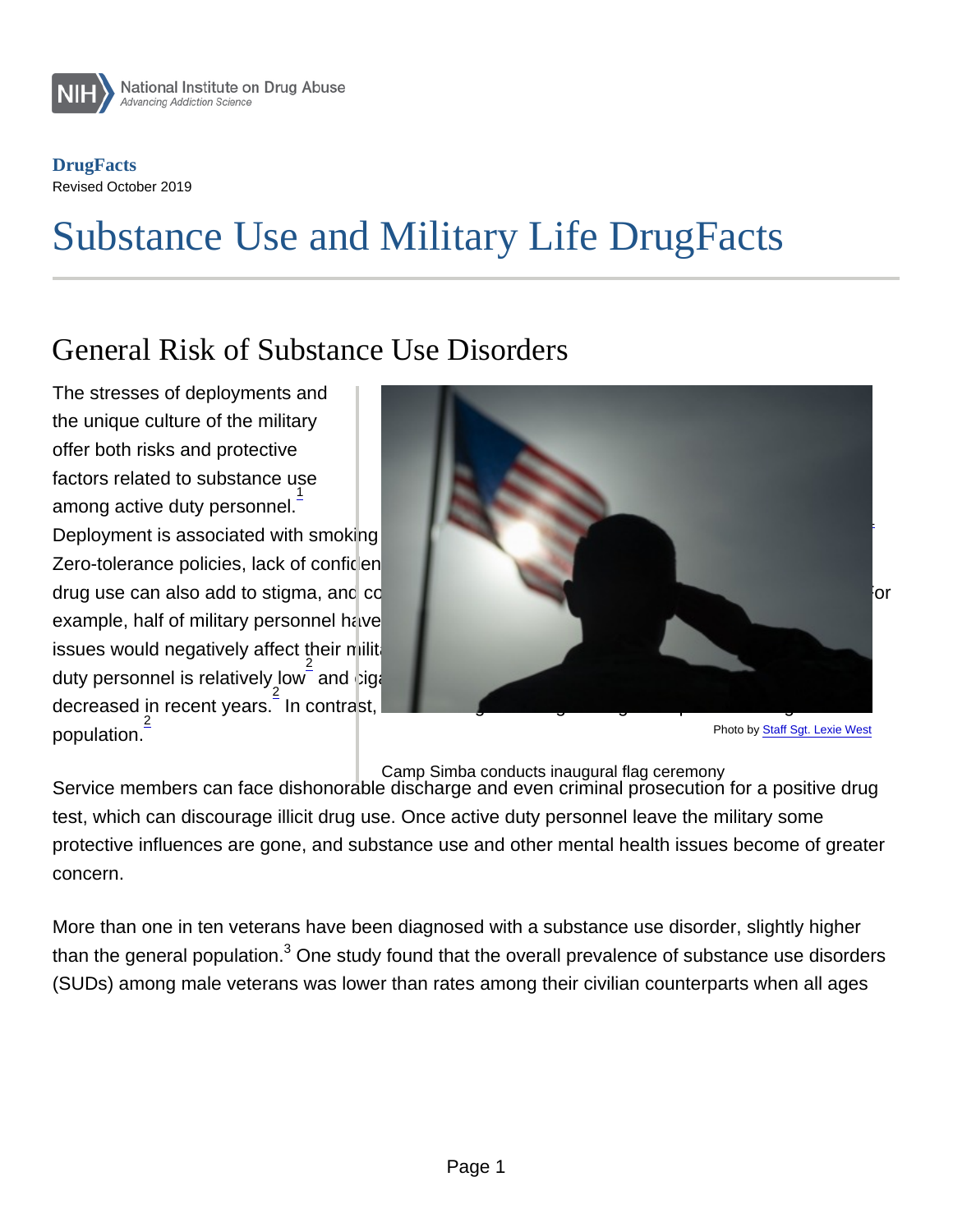DrugFacts

Revised October 2019

# Substance Use and Military Life DrugFacts

## General Risk of Substance Use Disorders

The stresses of deployments and the unique culture of the military offer both risks and protective factors related to substance use among active duty personnel.[1] Deployment is associated with smoking Zero-tolerance policies, lack of confiden drug use can also add to stigma, and co For example, half of military personnel have issues would negatively affect their milit duty personnel is relatively low[2] and ciga decreased in recent years.[2] In contrast, population.[2]

Photo by Staff Sgt. Lexie West

Camp Simba conducts inaugural flag ceremony

Service members can face dishonorable discharge and even criminal prosecution for a positive drug test, which can discourage illicit drug use. Once active duty personnel leave the military some protective influences are gone, and substance use and other mental health issues become of greater concern.

More than one in ten veterans have been diagnosed with a substance use disorder, slightly higher than the general population.[3] One study found that the overall prevalence of substance use disorders (SUDs) among male veterans was lower than rates among their civilian counterparts when all ages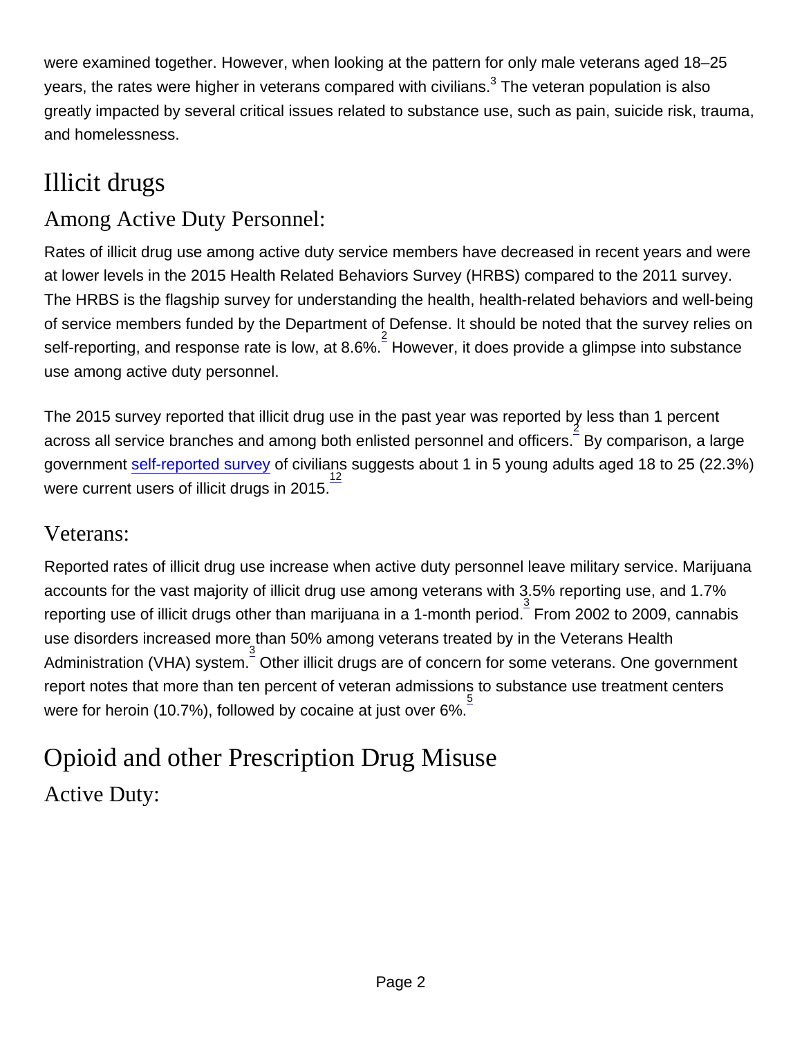were examined together. However, when looking at the pattern for only male veterans aged 18–25 years, the rates were higher in veterans compared with civilians.[3] The veteran population is also greatly impacted by several critical issues related to substance use, such as pain, suicide risk, trauma, and homelessness.

## Illicit drugs

### Among Active Duty Personnel:

Rates of illicit drug use among active duty service members have decreased in recent years and were at lower levels in the 2015 Health Related Behaviors Survey (HRBS) compared to the 2011 survey. The HRBS is the flagship survey for understanding the health, health-related behaviors and well-being of service members funded by the Department of Defense. It should be noted that the survey relies on self-reporting, and response rate is low, at 8.6%.[2] However, it does provide a glimpse into substance use among active duty personnel.

The 2015 survey reported that illicit drug use in the past year was reported by less than 1 percent across all service branches and among both enlisted personnel and officers.[2] By comparison, a large government self-reported survey of civilians suggests about 1 in 5 young adults aged 18 to 25 (22.3%) were current users of illicit drugs in 2015.[12]

### Veterans:

Reported rates of illicit drug use increase when active duty personnel leave military service. Marijuana accounts for the vast majority of illicit drug use among veterans with 3.5% reporting use, and 1.7% reporting use of illicit drugs other than marijuana in a 1-month period.[3] From 2002 to 2009, cannabis use disorders increased more than 50% among veterans treated by in the Veterans Health Administration (VHA) system.[3] Other illicit drugs are of concern for some veterans. One government report notes that more than ten percent of veteran admissions to substance use treatment centers were for heroin (10.7%), followed by cocaine at just over 6%.[5]

## Opioid and other Prescription Drug Misuse

### Active Duty: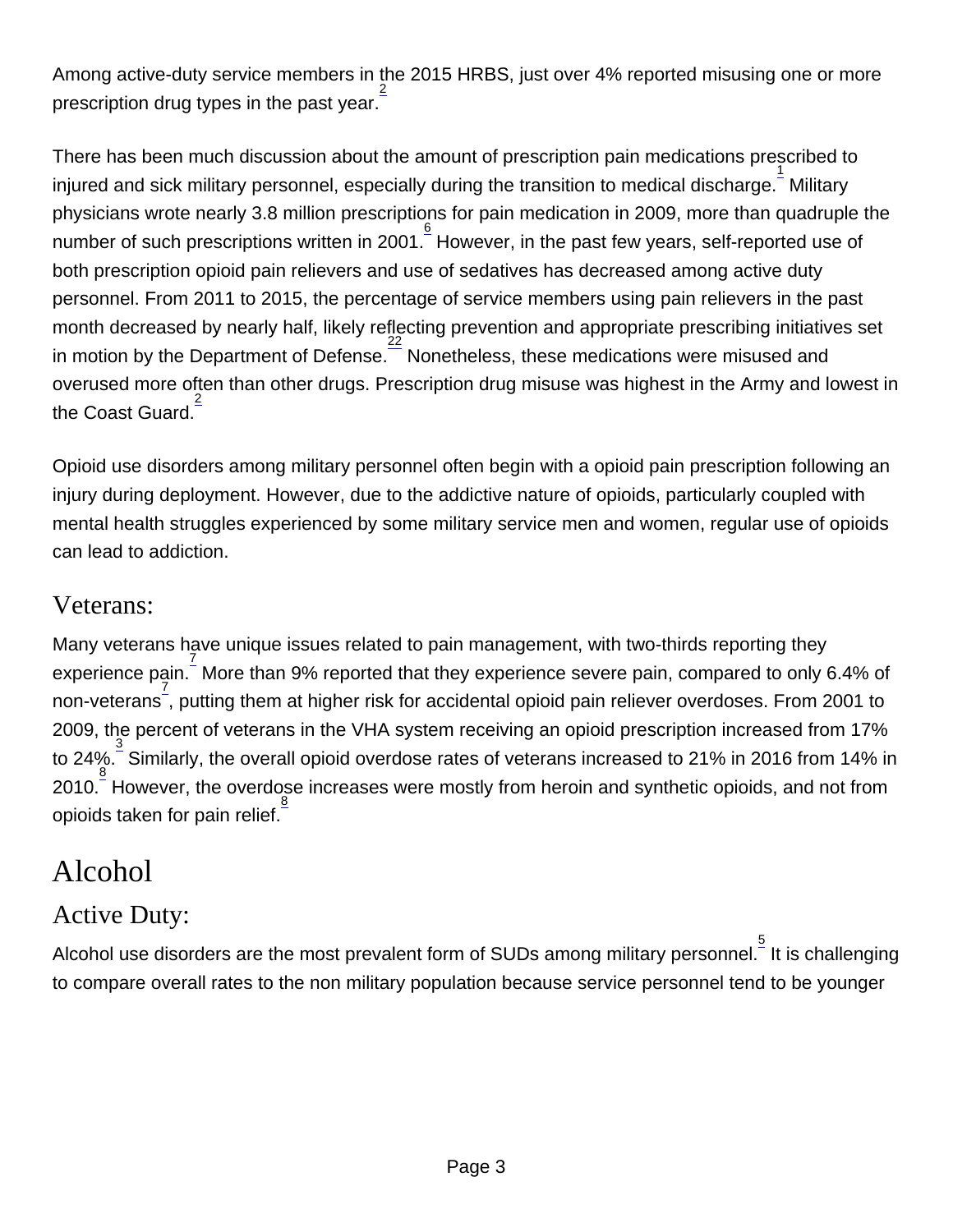Among active-duty service members in the 2015 HRBS, just over 4% reported misusing one or more prescription drug types in the past year.[2]

There has been much discussion about the amount of prescription pain medications prescribed to injured and sick military personnel, especially during the transition to medical discharge.[1] Military physicians wrote nearly 3.8 million prescriptions for pain medication in 2009, more than quadruple the number of such prescriptions written in 2001.[6] However, in the past few years, self-reported use of both prescription opioid pain relievers and use of sedatives has decreased among active duty personnel. From 2011 to 2015, the percentage of service members using pain relievers in the past month decreased by nearly half, likely reflecting prevention and appropriate prescribing initiatives set in motion by the Department of Defense.[22] Nonetheless, these medications were misused and overused more often than other drugs. Prescription drug misuse was highest in the Army and lowest in the Coast Guard.[2]

Opioid use disorders among military personnel often begin with a opioid pain prescription following an injury during deployment. However, due to the addictive nature of opioids, particularly coupled with mental health struggles experienced by some military service men and women, regular use of opioids can lead to addiction.

### Veterans:

Many veterans have unique issues related to pain management, with two-thirds reporting they experience pain.[7] More than 9% reported that they experience severe pain, compared to only 6.4% of non-veterans[7], putting them at higher risk for accidental opioid pain reliever overdoses. From 2001 to 2009, the percent of veterans in the VHA system receiving an opioid prescription increased from 17% to 24%.[3] Similarly, the overall opioid overdose rates of veterans increased to 21% in 2016 from 14% in 2010.[8] However, the overdose increases were mostly from heroin and synthetic opioids, and not from opioids taken for pain relief.[8]

## Alcohol

### Active Duty:

Alcohol use disorders are the most prevalent form of SUDs among military personnel.[5] It is challenging to compare overall rates to the non military population because service personnel tend to be younger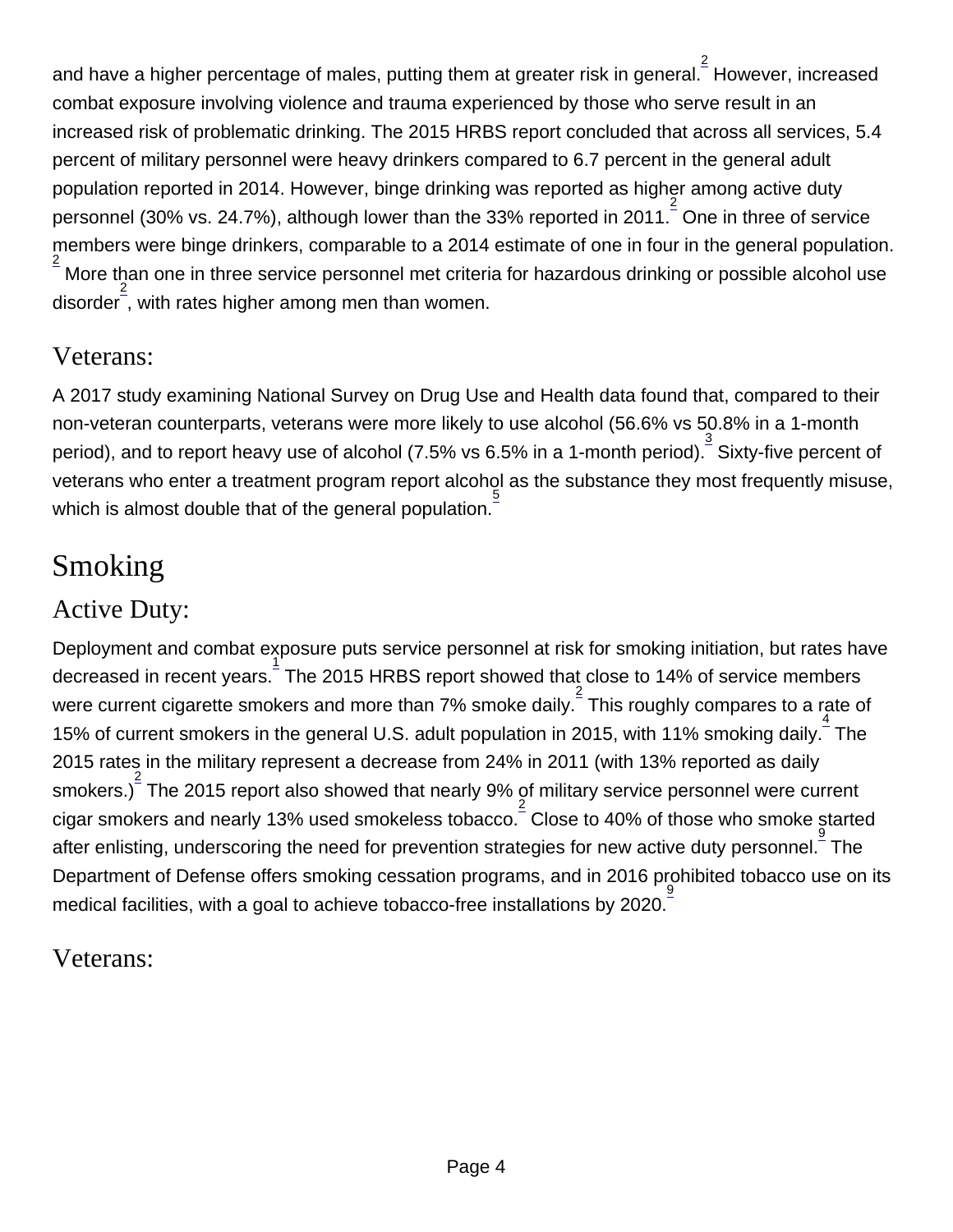and have a higher percentage of males, putting them at greater risk in general.[2] However, increased combat exposure involving violence and trauma experienced by those who serve result in an increased risk of problematic drinking. The 2015 HRBS report concluded that across all services, 5.4 percent of military personnel were heavy drinkers compared to 6.7 percent in the general adult population reported in 2014. However, binge drinking was reported as higher among active duty personnel (30% vs. 24.7%), although lower than the 33% reported in 2011.[2] One in three of service members were binge drinkers, comparable to a 2014 estimate of one in four in the general population.[2] More than one in three service personnel met criteria for hazardous drinking or possible alcohol use disorder[2], with rates higher among men than women.

### Veterans:

A 2017 study examining National Survey on Drug Use and Health data found that, compared to their non-veteran counterparts, veterans were more likely to use alcohol (56.6% vs 50.8% in a 1-month period), and to report heavy use of alcohol (7.5% vs 6.5% in a 1-month period).[3] Sixty-five percent of veterans who enter a treatment program report alcohol as the substance they most frequently misuse, which is almost double that of the general population.[5]

## Smoking

### Active Duty:

Deployment and combat exposure puts service personnel at risk for smoking initiation, but rates have decreased in recent years.[1] The 2015 HRBS report showed that close to 14% of service members were current cigarette smokers and more than 7% smoke daily.[2] This roughly compares to a rate of 15% of current smokers in the general U.S. adult population in 2015, with 11% smoking daily.[4] The 2015 rates in the military represent a decrease from 24% in 2011 (with 13% reported as daily smokers.)[2] The 2015 report also showed that nearly 9% of military service personnel were current cigar smokers and nearly 13% used smokeless tobacco.[2] Close to 40% of those who smoke started after enlisting, underscoring the need for prevention strategies for new active duty personnel.[9] The Department of Defense offers smoking cessation programs, and in 2016 prohibited tobacco use on its medical facilities, with a goal to achieve tobacco-free installations by 2020.[9]

### Veterans: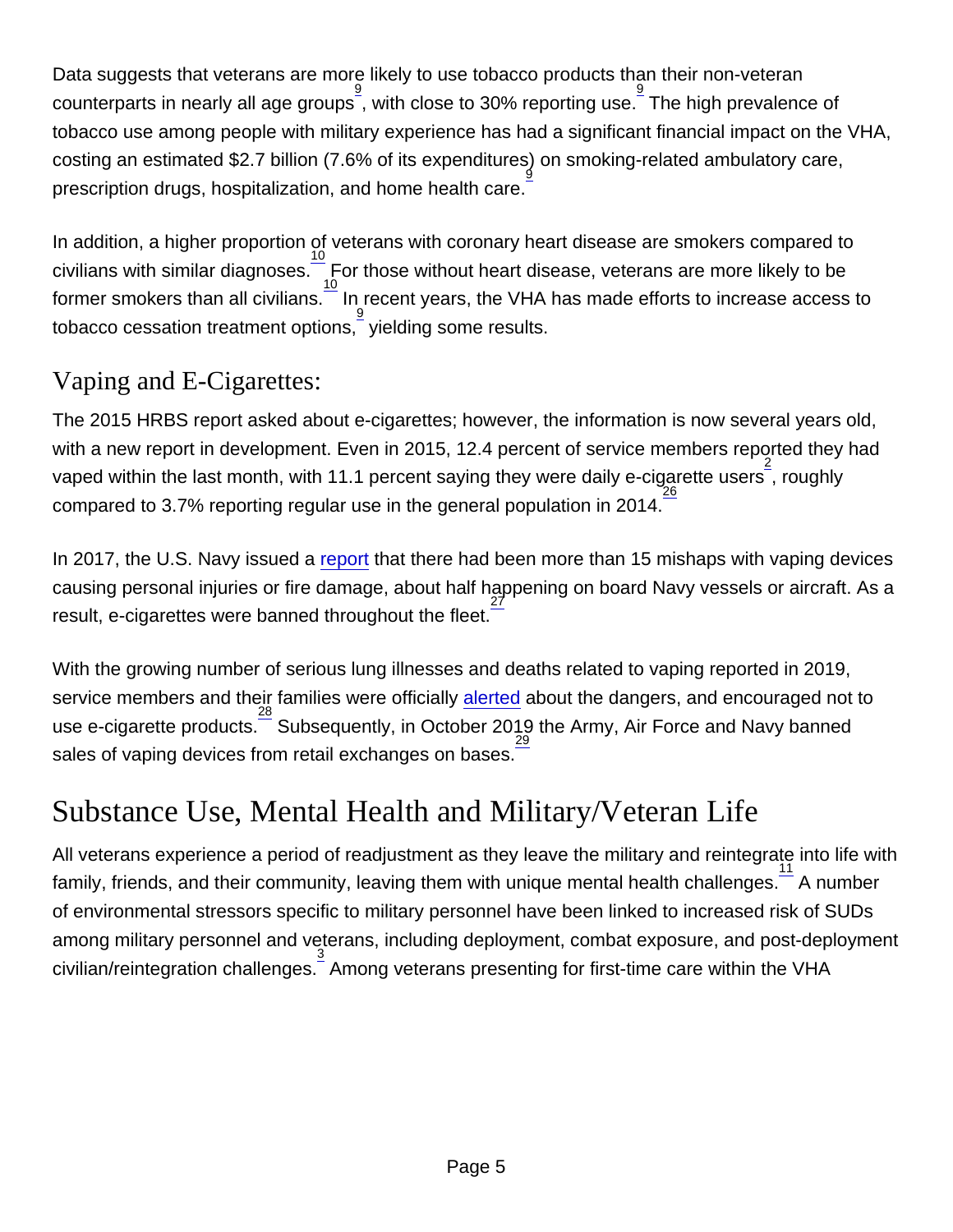Data suggests that veterans are more likely to use tobacco products than their non-veteran counterparts in nearly all age groups[9], with close to 30% reporting use.[9] The high prevalence of tobacco use among people with military experience has had a significant financial impact on the VHA, costing an estimated $2.7 billion (7.6% of its expenditures) on smoking-related ambulatory care, prescription drugs, hospitalization, and home health care.[9]

In addition, a higher proportion of veterans with coronary heart disease are smokers compared to civilians with similar diagnoses.[10] For those without heart disease, veterans are more likely to be former smokers than all civilians.[10] In recent years, the VHA has made efforts to increase access to tobacco cessation treatment options,[9] yielding some results.

### Vaping and E-Cigarettes:

The 2015 HRBS report asked about e-cigarettes; however, the information is now several years old, with a new report in development. Even in 2015, 12.4 percent of service members reported they had vaped within the last month, with 11.1 percent saying they were daily e-cigarette users[2], roughly compared to 3.7% reporting regular use in the general population in 2014.[26]

In 2017, the U.S. Navy issued a report that there had been more than 15 mishaps with vaping devices causing personal injuries or fire damage, about half happening on board Navy vessels or aircraft. As a result, e-cigarettes were banned throughout the fleet.[27]

With the growing number of serious lung illnesses and deaths related to vaping reported in 2019, service members and their families were officially alerted about the dangers, and encouraged not to use e-cigarette products.[28] Subsequently, in October 2019 the Army, Air Force and Navy banned sales of vaping devices from retail exchanges on bases.[29]

## Substance Use, Mental Health and Military/Veteran Life

All veterans experience a period of readjustment as they leave the military and reintegrate into life with family, friends, and their community, leaving them with unique mental health challenges.[11] A number of environmental stressors specific to military personnel have been linked to increased risk of SUDs among military personnel and veterans, including deployment, combat exposure, and post-deployment civilian/reintegration challenges.[3] Among veterans presenting for first-time care within the VHA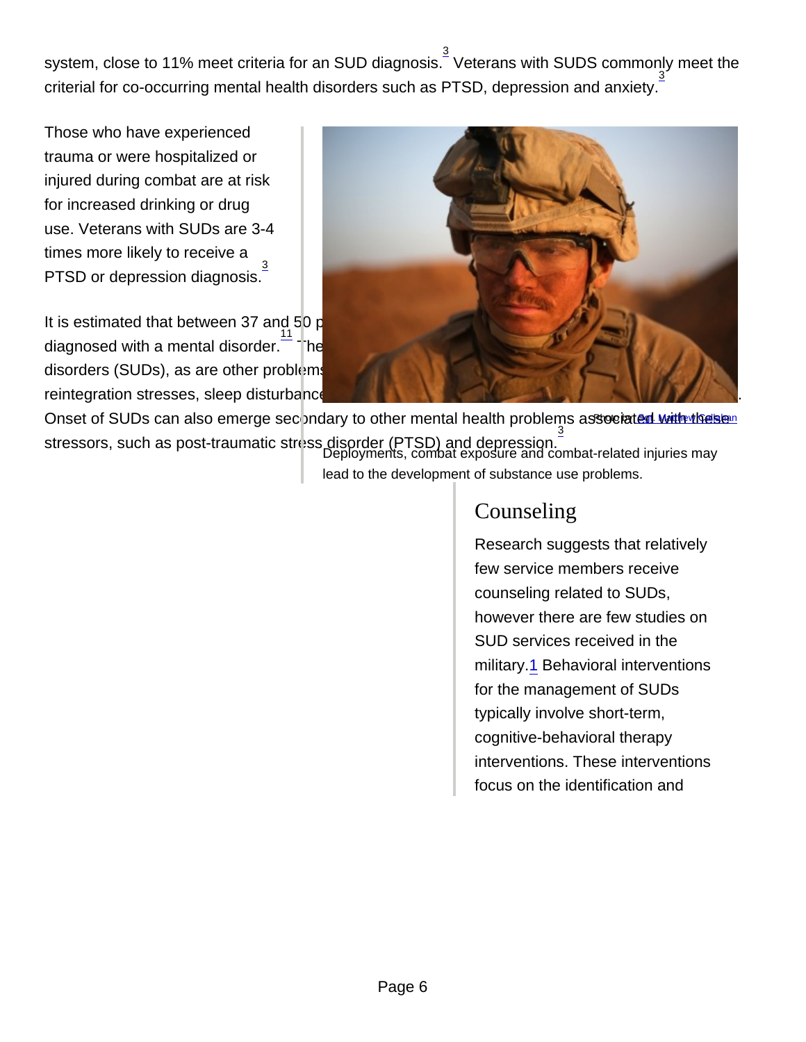system, close to 11% meet criteria for an SUD diagnosis.[3] Veterans with SUDS commonly meet the criterial for co-occurring mental health disorders such as PTSD, depression and anxiety.[3]

Those who have experienced trauma or were hospitalized or injured during combat are at risk for increased drinking or drug use. Veterans with SUDs are 3-4 times more likely to receive a PTSD or depression diagnosis.[3]

It is estimated that between 37 and 50 p diagnosed with a mental disorder.[11] The disorders (SUDs), as are other problems reintegration stresses, sleep disturbance. Onset of SUDs can also emerge secondary to other mental health problems associated with these stressors, such as post-traumatic stress disorder (PTSD) and depression.[3]

Photo by: Sgt. Matthew Callahan

Deployments, combat exposure and combat-related injuries may lead to the development of substance use problems.

## Counseling

Research suggests that relatively few service members receive counseling related to SUDs, however there are few studies on SUD services received in the military.[1] Behavioral interventions for the management of SUDs typically involve short-term, cognitive-behavioral therapy interventions. These interventions focus on the identification and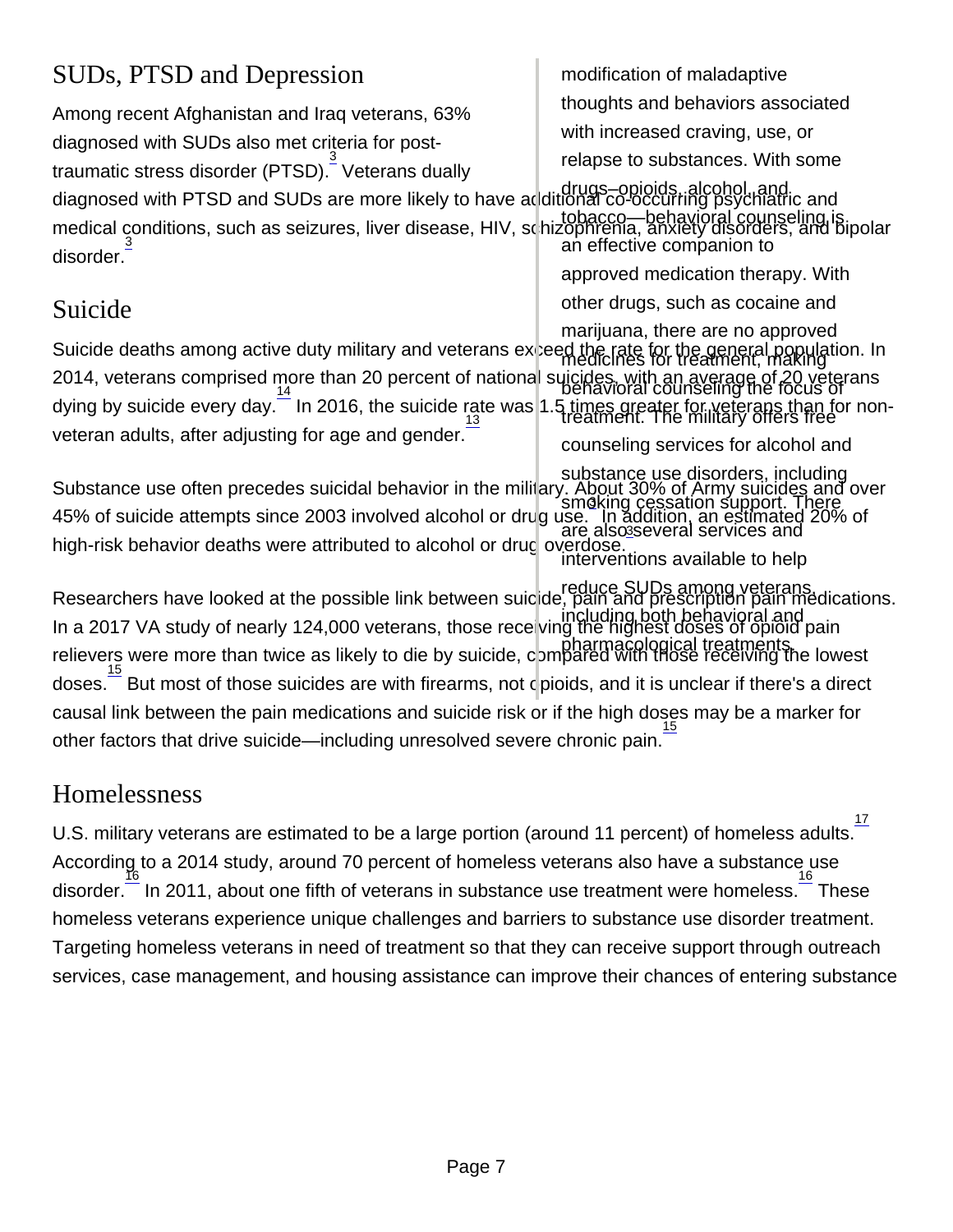## SUDs, PTSD and Depression

Among recent Afghanistan and Iraq veterans, 63% diagnosed with SUDs also met criteria for post-traumatic stress disorder (PTSD).[3] Veterans dually diagnosed with PTSD and SUDs are more likely to have additional co-occurring psychiatric and medical conditions, such as seizures, liver disease, HIV, schizophrenia, anxiety disorders, and bipolar disorder.[3]

## Suicide

Suicide deaths among active duty military and veterans exceed the rate for the general population. In 2014, veterans comprised more than 20 percent of national suicides, with an average of 20 veterans dying by suicide every day.[14] In 2016, the suicide rate was 1.5 times greater for veterans than for non-veteran adults, after adjusting for age and gender.[13]

Substance use often precedes suicidal behavior in the military. About 30% of Army suicides and over 45% of suicide attempts since 2003 involved alcohol or drug use.[3] In addition, an estimated 20% of high-risk behavior deaths were attributed to alcohol or drug overdose.[3]

Researchers have looked at the possible link between suicide, pain and prescription pain medications. In a 2017 VA study of nearly 124,000 veterans, those receiving the highest doses of opioid pain relievers were more than twice as likely to die by suicide, compared with those receiving the lowest doses.[15] But most of those suicides are with firearms, not opioids, and it is unclear if there's a direct causal link between the pain medications and suicide risk or if the high doses may be a marker for other factors that drive suicide—including unresolved severe chronic pain.[15]

## Homelessness

U.S. military veterans are estimated to be a large portion (around 11 percent) of homeless adults.[17] According to a 2014 study, around 70 percent of homeless veterans also have a substance use disorder.[16] In 2011, about one fifth of veterans in substance use treatment were homeless.[16] These homeless veterans experience unique challenges and barriers to substance use disorder treatment. Targeting homeless veterans in need of treatment so that they can receive support through outreach services, case management, and housing assistance can improve their chances of entering substance

modification of maladaptive thoughts and behaviors associated with increased craving, use, or relapse to substances. With some drugs–opioids, alcohol, and tobacco—behavioral counseling is an effective companion to approved medication therapy. With other drugs, such as cocaine and marijuana, there are no approved medicines for treatment, making behavioral counseling the focus of treatment. The military offers free counseling services for alcohol and substance use disorders, including smoking cessation support. There are also several services and interventions available to help reduce SUDs among veterans, including both behavioral and pharmacological treatments.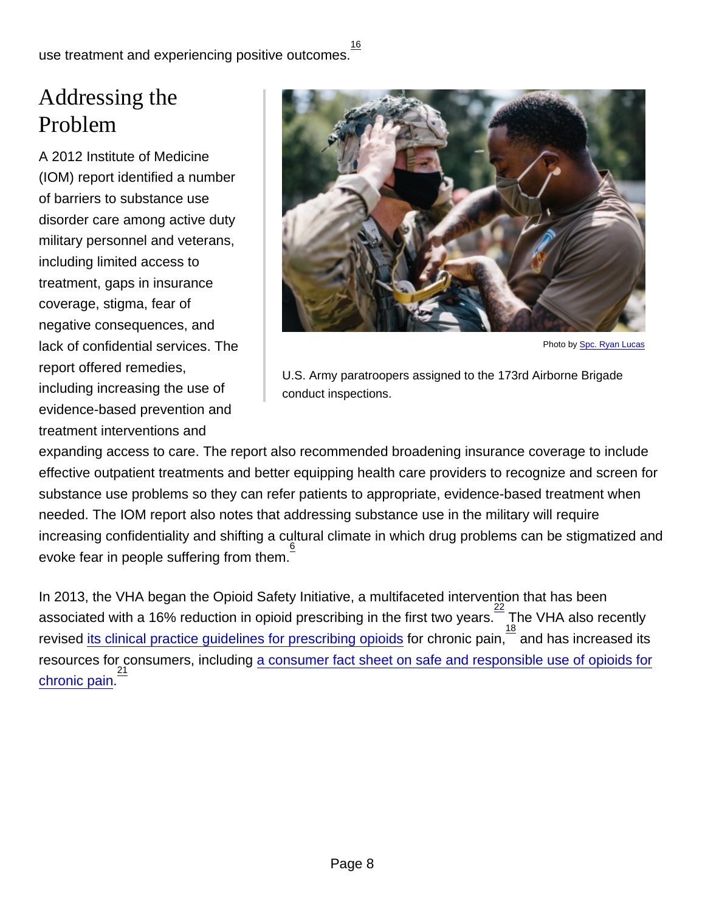use treatment and experiencing positive outcomes.[16]

## Addressing the Problem

A 2012 Institute of Medicine (IOM) report identified a number of barriers to substance use disorder care among active duty military personnel and veterans, including limited access to treatment, gaps in insurance coverage, stigma, fear of negative consequences, and lack of confidential services. The report offered remedies, including increasing the use of evidence-based prevention and treatment interventions and expanding access to care. The report also recommended broadening insurance coverage to include effective outpatient treatments and better equipping health care providers to recognize and screen for substance use problems so they can refer patients to appropriate, evidence-based treatment when needed. The IOM report also notes that addressing substance use in the military will require increasing confidentiality and shifting a cultural climate in which drug problems can be stigmatized and evoke fear in people suffering from them.[6]

Photo by Spc. Ryan Lucas

U.S. Army paratroopers assigned to the 173rd Airborne Brigade conduct inspections.

In 2013, the VHA began the Opioid Safety Initiative, a multifaceted intervention that has been associated with a 16% reduction in opioid prescribing in the first two years.[22] The VHA also recently revised its clinical practice guidelines for prescribing opioids for chronic pain,[18] and has increased its resources for consumers, including a consumer fact sheet on safe and responsible use of opioids for chronic pain.[21]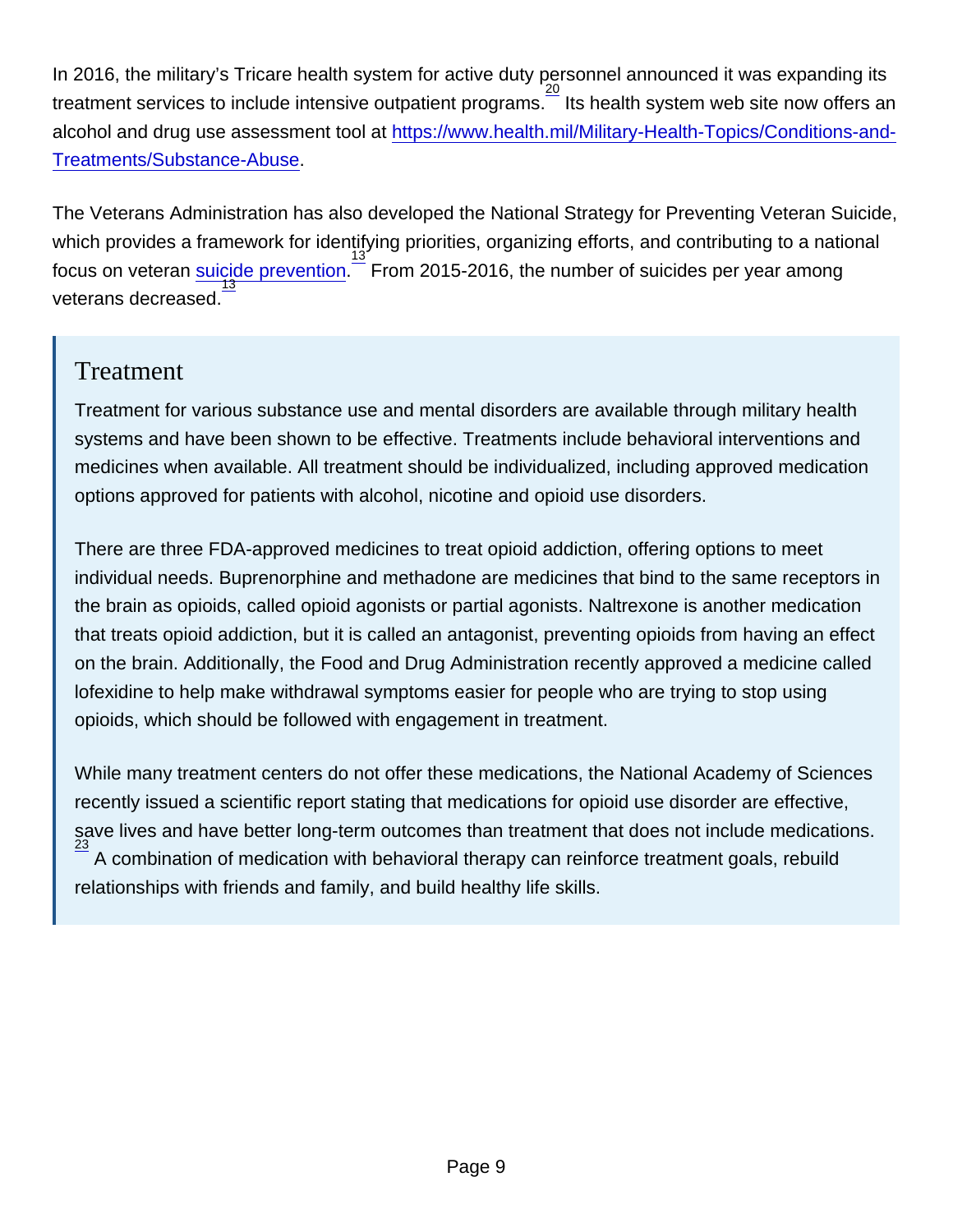In 2016, the military's Tricare health system for active duty personnel announced it was expanding its treatment services to include intensive outpatient programs.[20] Its health system web site now offers an alcohol and drug use assessment tool at https://www.health.mil/Military-Health-Topics/Conditions-and-Treatments/Substance-Abuse.

The Veterans Administration has also developed the National Strategy for Preventing Veteran Suicide, which provides a framework for identifying priorities, organizing efforts, and contributing to a national focus on veteran suicide prevention.[13] From 2015-2016, the number of suicides per year among veterans decreased.[13]

## Treatment

Treatment for various substance use and mental disorders are available through military health systems and have been shown to be effective. Treatments include behavioral interventions and medicines when available. All treatment should be individualized, including approved medication options approved for patients with alcohol, nicotine and opioid use disorders.

There are three FDA-approved medicines to treat opioid addiction, offering options to meet individual needs. Buprenorphine and methadone are medicines that bind to the same receptors in the brain as opioids, called opioid agonists or partial agonists. Naltrexone is another medication that treats opioid addiction, but it is called an antagonist, preventing opioids from having an effect on the brain. Additionally, the Food and Drug Administration recently approved a medicine called lofexidine to help make withdrawal symptoms easier for people who are trying to stop using opioids, which should be followed with engagement in treatment.

While many treatment centers do not offer these medications, the National Academy of Sciences recently issued a scientific report stating that medications for opioid use disorder are effective, save lives and have better long-term outcomes than treatment that does not include medications.[23] A combination of medication with behavioral therapy can reinforce treatment goals, rebuild relationships with friends and family, and build healthy life skills.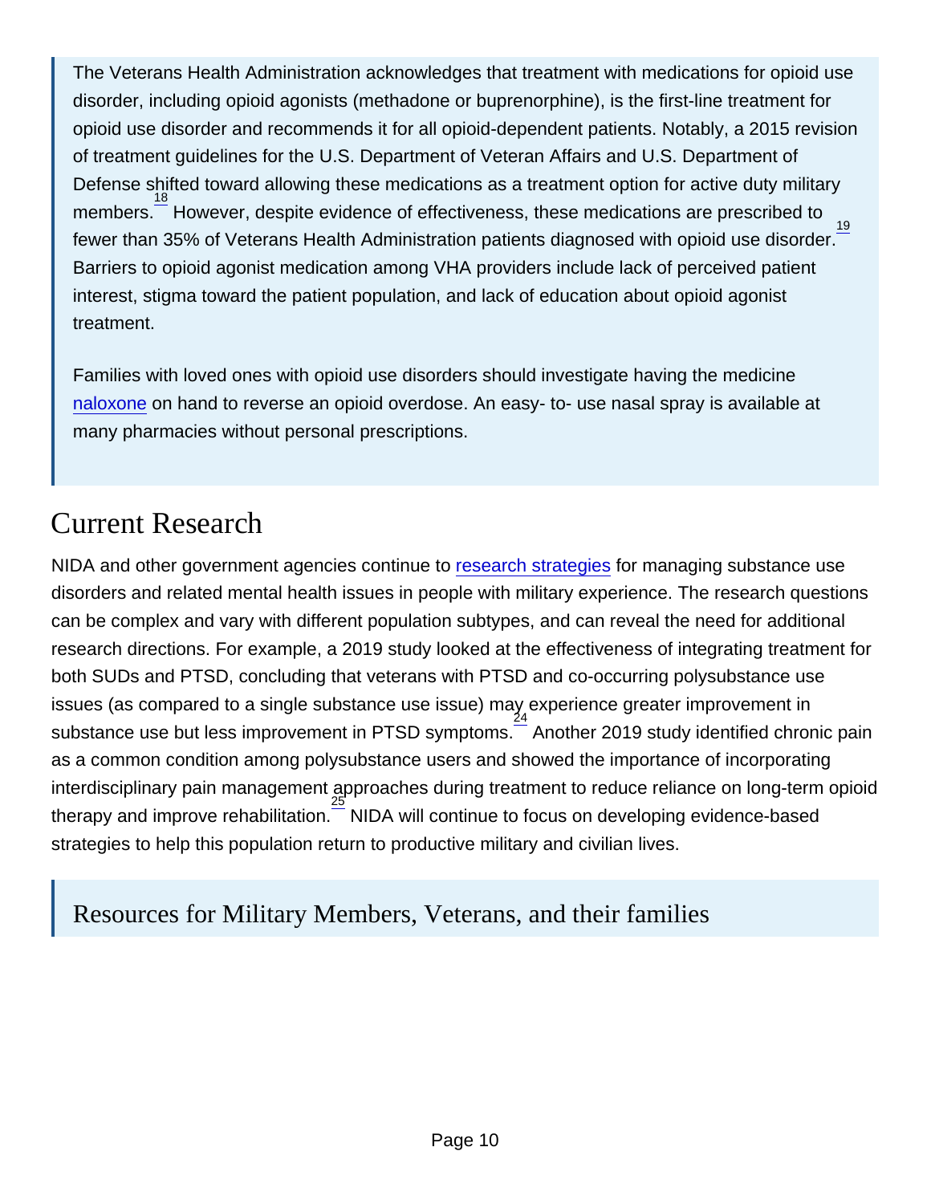The Veterans Health Administration acknowledges that treatment with medications for opioid use disorder, including opioid agonists (methadone or buprenorphine), is the first-line treatment for opioid use disorder and recommends it for all opioid-dependent patients. Notably, a 2015 revision of treatment guidelines for the U.S. Department of Veteran Affairs and U.S. Department of Defense shifted toward allowing these medications as a treatment option for active duty military members.[18] However, despite evidence of effectiveness, these medications are prescribed to fewer than 35% of Veterans Health Administration patients diagnosed with opioid use disorder.[19] Barriers to opioid agonist medication among VHA providers include lack of perceived patient interest, stigma toward the patient population, and lack of education about opioid agonist treatment.

Families with loved ones with opioid use disorders should investigate having the medicine naloxone on hand to reverse an opioid overdose. An easy- to- use nasal spray is available at many pharmacies without personal prescriptions.

## Current Research

NIDA and other government agencies continue to research strategies for managing substance use disorders and related mental health issues in people with military experience. The research questions can be complex and vary with different population subtypes, and can reveal the need for additional research directions. For example, a 2019 study looked at the effectiveness of integrating treatment for both SUDs and PTSD, concluding that veterans with PTSD and co-occurring polysubstance use issues (as compared to a single substance use issue) may experience greater improvement in substance use but less improvement in PTSD symptoms.[24] Another 2019 study identified chronic pain as a common condition among polysubstance users and showed the importance of incorporating interdisciplinary pain management approaches during treatment to reduce reliance on long-term opioid therapy and improve rehabilitation.[25] NIDA will continue to focus on developing evidence-based strategies to help this population return to productive military and civilian lives.

## Resources for Military Members, Veterans, and their families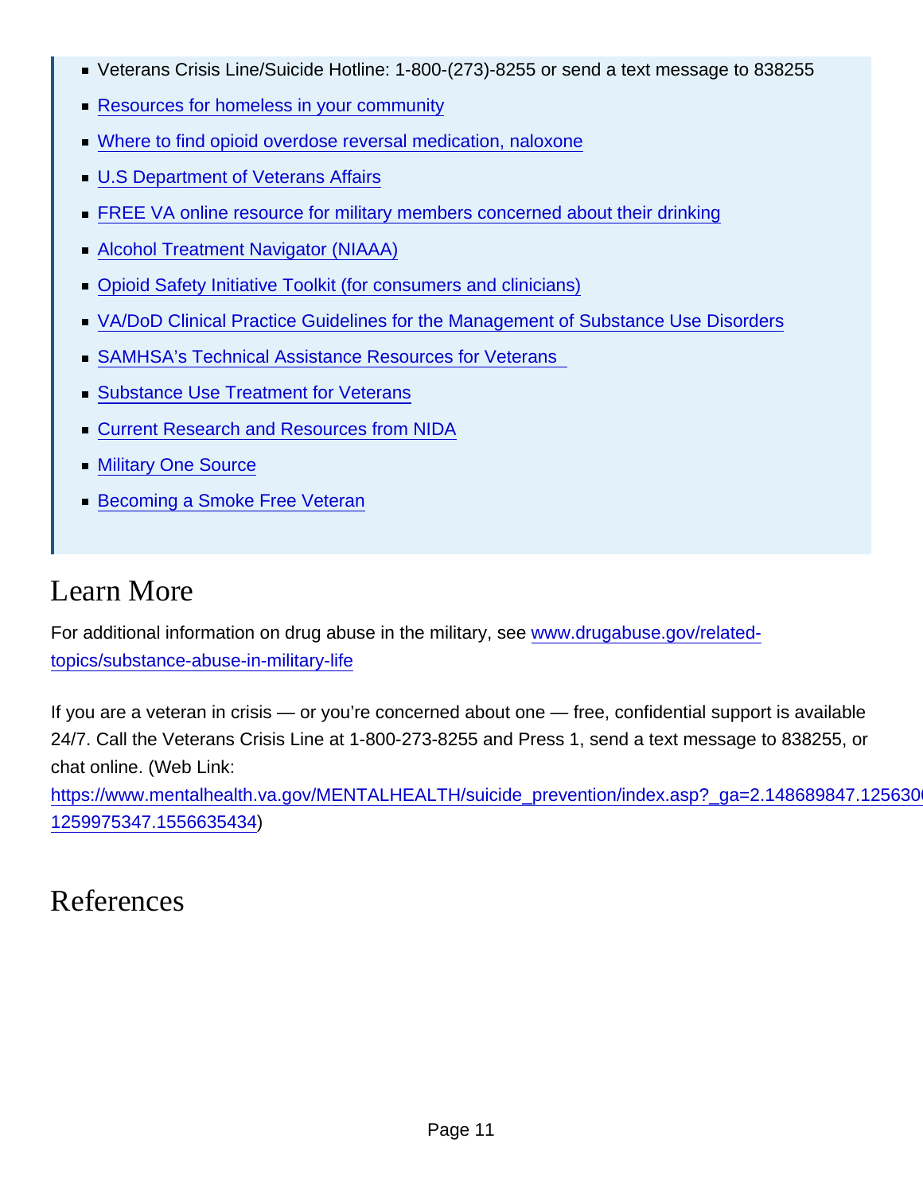- Veterans Crisis Line/Suicide Hotline: 1-800-(273)-8255 or send a text message to 838255
- Resources for homeless in your community
- Where to find opioid overdose reversal medication, naloxone
- U.S Department of Veterans Affairs
- FREE VA online resource for military members concerned about their drinking
- Alcohol Treatment Navigator (NIAAA)
- Opioid Safety Initiative Toolkit (for consumers and clinicians)
- VA/DoD Clinical Practice Guidelines for the Management of Substance Use Disorders
- SAMHSA's Technical Assistance Resources for Veterans
- Substance Use Treatment for Veterans
- Current Research and Resources from NIDA
- Military One Source
- Becoming a Smoke Free Veteran

## Learn More

For additional information on drug abuse in the military, see www.drugabuse.gov/related-topics/substance-abuse-in-military-life

If you are a veteran in crisis — or you're concerned about one — free, confidential support is available 24/7. Call the Veterans Crisis Line at 1-800-273-8255 and Press 1, send a text message to 838255, or chat online. (Web Link: https://www.mentalhealth.va.gov/MENTALHEALTH/suicide_prevention/index.asp?_ga=2.148689847.125630 1259975347.1556635434)

## References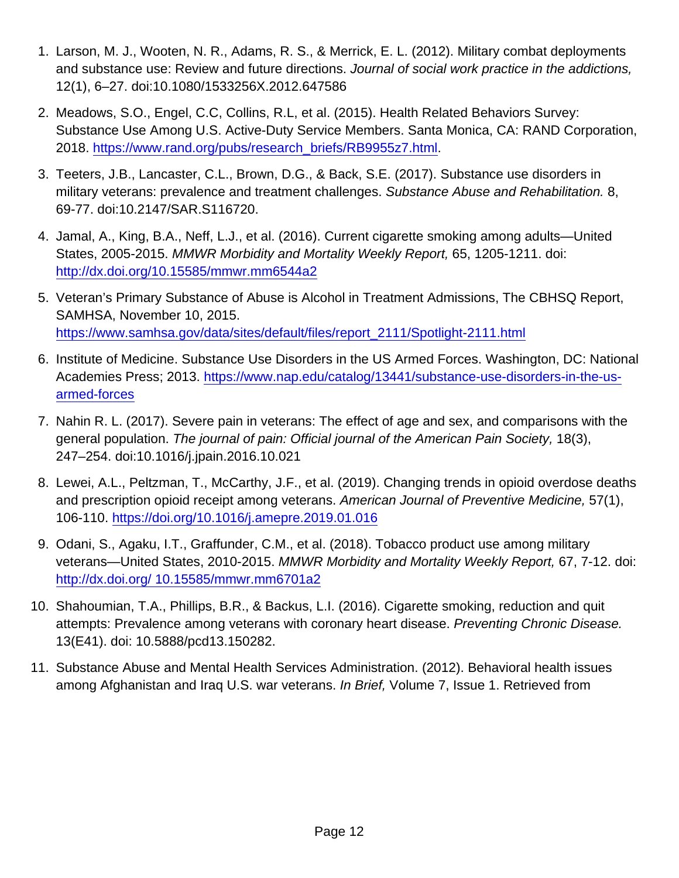1. Larson, M. J., Wooten, N. R., Adams, R. S., & Merrick, E. L. (2012). Military combat deployments and substance use: Review and future directions. *Journal of social work practice in the addictions,* 12(1), 6–27. doi:10.1080/1533256X.2012.647586
2. Meadows, S.O., Engel, C.C, Collins, R.L, et al. (2015). Health Related Behaviors Survey: Substance Use Among U.S. Active-Duty Service Members. Santa Monica, CA: RAND Corporation, 2018. [https://www.rand.org/pubs/research_briefs/RB9955z7.html](https://www.rand.org/pubs/research_briefs/RB9955z7.html).
3. Teeters, J.B., Lancaster, C.L., Brown, D.G., & Back, S.E. (2017). Substance use disorders in military veterans: prevalence and treatment challenges. *Substance Abuse and Rehabilitation.* 8, 69-77. doi:10.2147/SAR.S116720.
4. Jamal, A., King, B.A., Neff, L.J., et al. (2016). Current cigarette smoking among adults—United States, 2005-2015. *MMWR Morbidity and Mortality Weekly Report,* 65, 1205-1211. doi: [http://dx.doi.org/10.15585/mmwr.mm6544a2](http://dx.doi.org/10.15585/mmwr.mm6544a2)
5. Veteran's Primary Substance of Abuse is Alcohol in Treatment Admissions, The CBHSQ Report, SAMHSA, November 10, 2015. [https://www.samhsa.gov/data/sites/default/files/report_2111/Spotlight-2111.html](https://www.samhsa.gov/data/sites/default/files/report_2111/Spotlight-2111.html)
6. Institute of Medicine. Substance Use Disorders in the US Armed Forces. Washington, DC: National Academies Press; 2013. [https://www.nap.edu/catalog/13441/substance-use-disorders-in-the-us-armed-forces](https://www.nap.edu/catalog/13441/substance-use-disorders-in-the-us-armed-forces)
7. Nahin R. L. (2017). Severe pain in veterans: The effect of age and sex, and comparisons with the general population. *The journal of pain: Official journal of the American Pain Society,* 18(3), 247–254. doi:10.1016/j.jpain.2016.10.021
8. Lewei, A.L., Peltzman, T., McCarthy, J.F., et al. (2019). Changing trends in opioid overdose deaths and prescription opioid receipt among veterans. *American Journal of Preventive Medicine,* 57(1), 106-110. [https://doi.org/10.1016/j.amepre.2019.01.016](https://doi.org/10.1016/j.amepre.2019.01.016)
9. Odani, S., Agaku, I.T., Graffunder, C.M., et al. (2018). Tobacco product use among military veterans—United States, 2010-2015. *MMWR Morbidity and Mortality Weekly Report,* 67, 7-12. doi: [http://dx.doi.org/ 10.15585/mmwr.mm6701a2](http://dx.doi.org/10.15585/mmwr.mm6701a2)
10. Shahoumian, T.A., Phillips, B.R., & Backus, L.I. (2016). Cigarette smoking, reduction and quit attempts: Prevalence among veterans with coronary heart disease. *Preventing Chronic Disease.* 13(E41). doi: 10.5888/pcd13.150282.
11. Substance Abuse and Mental Health Services Administration. (2012). Behavioral health issues among Afghanistan and Iraq U.S. war veterans. *In Brief,* Volume 7, Issue 1. Retrieved from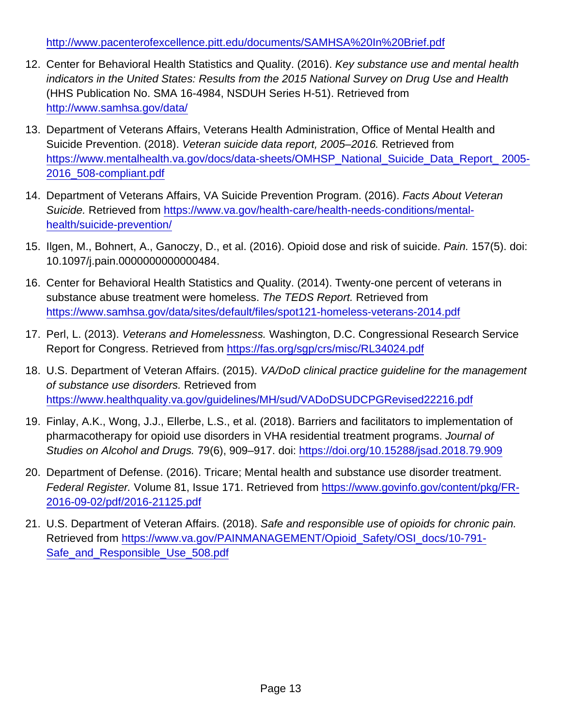http://www.pacenterofexcellence.pitt.edu/documents/SAMHSA%20In%20Brief.pdf

12. Center for Behavioral Health Statistics and Quality. (2016). *Key substance use and mental health indicators in the United States: Results from the 2015 National Survey on Drug Use and Health* (HHS Publication No. SMA 16-4984, NSDUH Series H-51). Retrieved from http://www.samhsa.gov/data/

13. Department of Veterans Affairs, Veterans Health Administration, Office of Mental Health and Suicide Prevention. (2018). *Veteran suicide data report, 2005–2016.* Retrieved from https://www.mentalhealth.va.gov/docs/data-sheets/OMHSP_National_Suicide_Data_Report_ 2005-2016_508-compliant.pdf

14. Department of Veterans Affairs, VA Suicide Prevention Program. (2016). *Facts About Veteran Suicide.* Retrieved from https://www.va.gov/health-care/health-needs-conditions/mental-health/suicide-prevention/

15. Ilgen, M., Bohnert, A., Ganoczy, D., et al. (2016). Opioid dose and risk of suicide. *Pain.* 157(5). doi: 10.1097/j.pain.0000000000000484.

16. Center for Behavioral Health Statistics and Quality. (2014). Twenty-one percent of veterans in substance abuse treatment were homeless. *The TEDS Report.* Retrieved from https://www.samhsa.gov/data/sites/default/files/spot121-homeless-veterans-2014.pdf

17. Perl, L. (2013). *Veterans and Homelessness.* Washington, D.C. Congressional Research Service Report for Congress. Retrieved from https://fas.org/sgp/crs/misc/RL34024.pdf

18. U.S. Department of Veteran Affairs. (2015). *VA/DoD clinical practice guideline for the management of substance use disorders.* Retrieved from https://www.healthquality.va.gov/guidelines/MH/sud/VADoDSUDCPGRevised22216.pdf

19. Finlay, A.K., Wong, J.J., Ellerbe, L.S., et al. (2018). Barriers and facilitators to implementation of pharmacotherapy for opioid use disorders in VHA residential treatment programs. *Journal of Studies on Alcohol and Drugs.* 79(6), 909–917. doi: https://doi.org/10.15288/jsad.2018.79.909

20. Department of Defense. (2016). Tricare; Mental health and substance use disorder treatment. *Federal Register.* Volume 81, Issue 171. Retrieved from https://www.govinfo.gov/content/pkg/FR-2016-09-02/pdf/2016-21125.pdf

21. U.S. Department of Veteran Affairs. (2018). *Safe and responsible use of opioids for chronic pain.* Retrieved from https://www.va.gov/PAINMANAGEMENT/Opioid_Safety/OSI_docs/10-791-Safe_and_Responsible_Use_508.pdf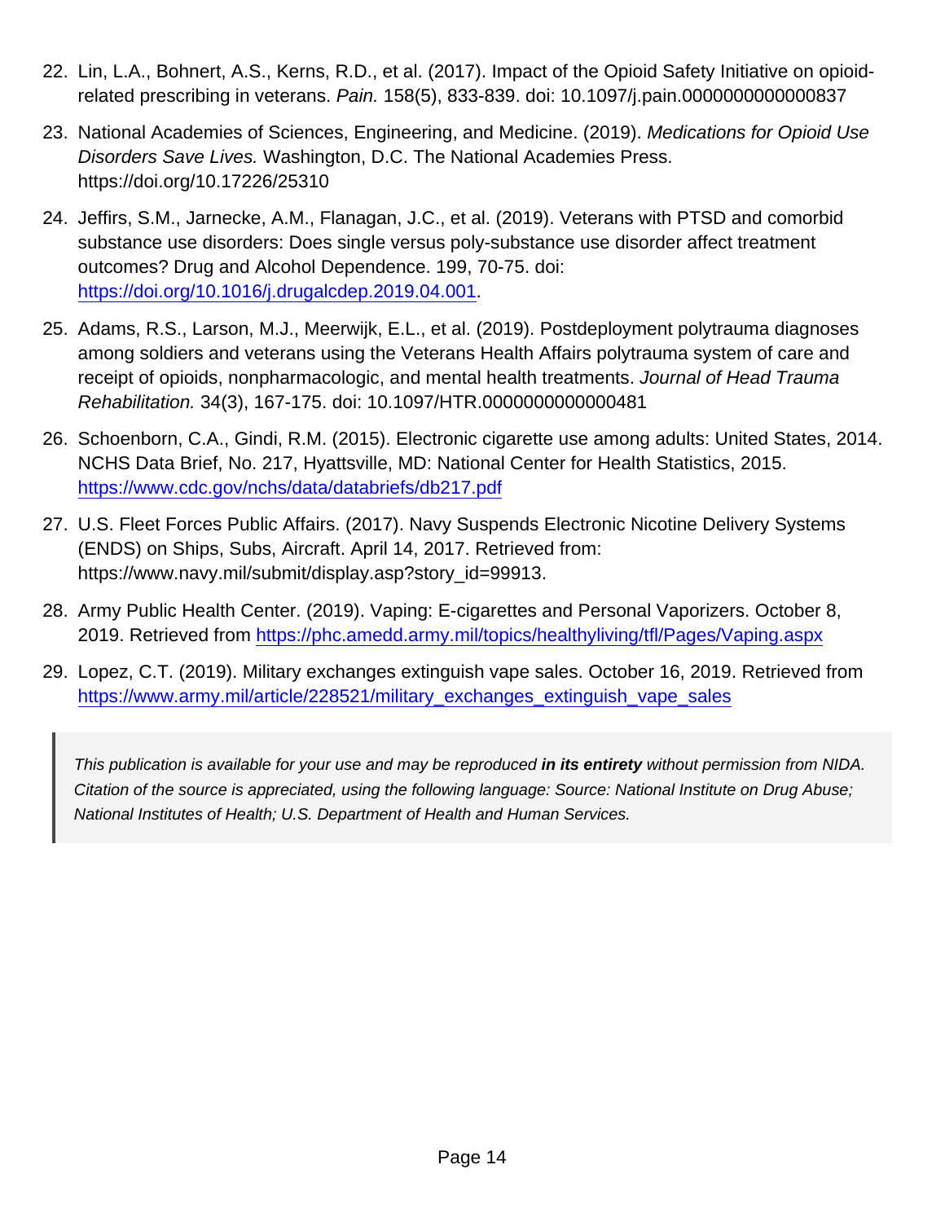22. Lin, L.A., Bohnert, A.S., Kerns, R.D., et al. (2017). Impact of the Opioid Safety Initiative on opioid-related prescribing in veterans. *Pain.* 158(5), 833-839. doi: 10.1097/j.pain.0000000000000837
23. National Academies of Sciences, Engineering, and Medicine. (2019). *Medications for Opioid Use Disorders Save Lives.* Washington, D.C. The National Academies Press. https://doi.org/10.17226/25310
24. Jeffirs, S.M., Jarnecke, A.M., Flanagan, J.C., et al. (2019). Veterans with PTSD and comorbid substance use disorders: Does single versus poly-substance use disorder affect treatment outcomes? Drug and Alcohol Dependence. 199, 70-75. doi: [https://doi.org/10.1016/j.drugalcdep.2019.04.001](https://doi.org/10.1016/j.drugalcdep.2019.04.001).
25. Adams, R.S., Larson, M.J., Meerwijk, E.L., et al. (2019). Postdeployment polytrauma diagnoses among soldiers and veterans using the Veterans Health Affairs polytrauma system of care and receipt of opioids, nonpharmacologic, and mental health treatments. *Journal of Head Trauma Rehabilitation.* 34(3), 167-175. doi: 10.1097/HTR.0000000000000481
26. Schoenborn, C.A., Gindi, R.M. (2015). Electronic cigarette use among adults: United States, 2014. NCHS Data Brief, No. 217, Hyattsville, MD: National Center for Health Statistics, 2015. [https://www.cdc.gov/nchs/data/databriefs/db217.pdf](https://www.cdc.gov/nchs/data/databriefs/db217.pdf)
27. U.S. Fleet Forces Public Affairs. (2017). Navy Suspends Electronic Nicotine Delivery Systems (ENDS) on Ships, Subs, Aircraft. April 14, 2017. Retrieved from: https://www.navy.mil/submit/display.asp?story_id=99913.
28. Army Public Health Center. (2019). Vaping: E-cigarettes and Personal Vaporizers. October 8, 2019. Retrieved from [https://phc.amedd.army.mil/topics/healthyliving/tfl/Pages/Vaping.aspx](https://phc.amedd.army.mil/topics/healthyliving/tfl/Pages/Vaping.aspx)
29. Lopez, C.T. (2019). Military exchanges extinguish vape sales. October 16, 2019. Retrieved from [https://www.army.mil/article/228521/military_exchanges_extinguish_vape_sales](https://www.army.mil/article/228521/military_exchanges_extinguish_vape_sales)

> *This publication is available for your use and may be reproduced* ***in its entirety*** *without permission from NIDA. Citation of the source is appreciated, using the following language: Source: National Institute on Drug Abuse; National Institutes of Health; U.S. Department of Health and Human Services.*